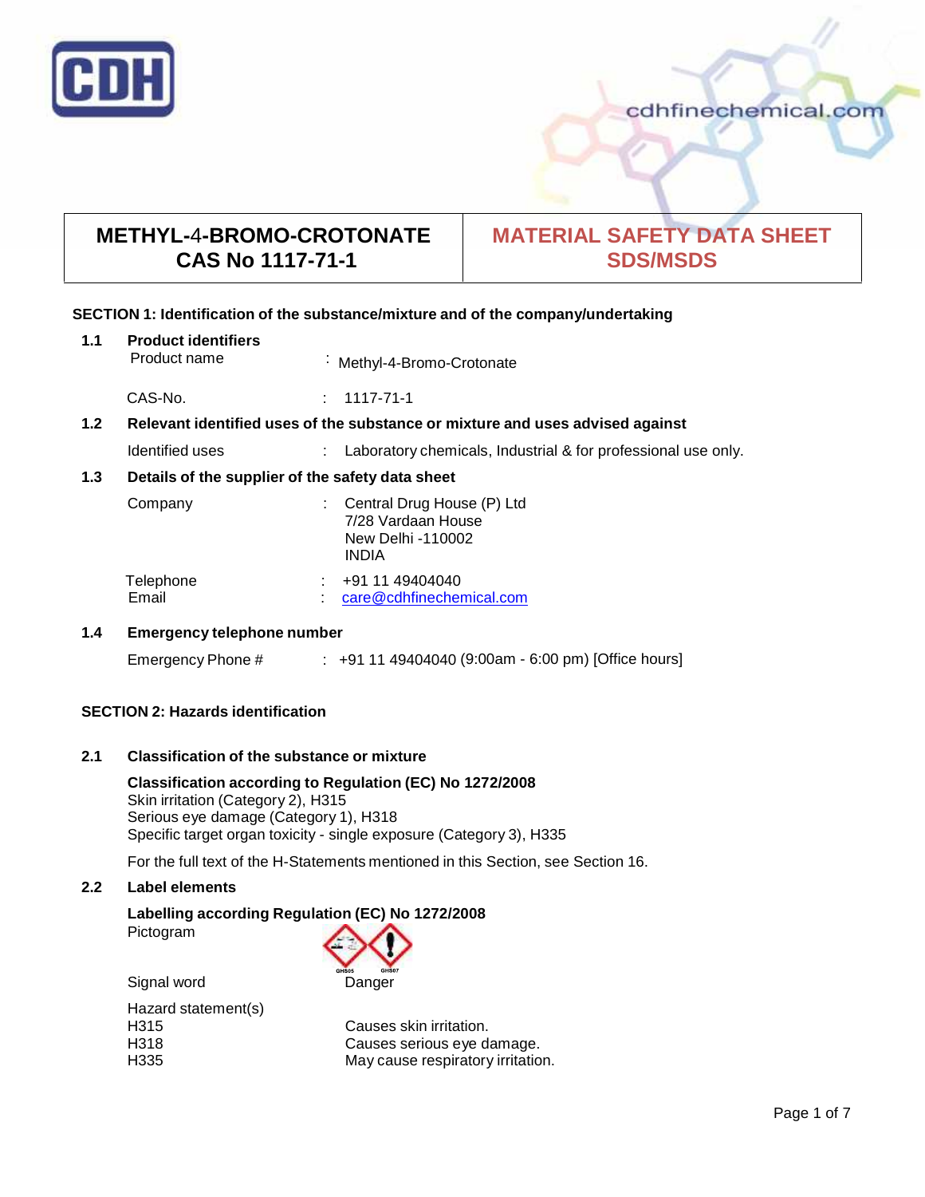| METHYL-4-BROMO-CROTONATE CAS No 1117-71-1 | MATERIAL SAFETY DATA SHEET SDS/MSDS |
|---|---|

## SECTION 1: Identification of the substance/mixture and of the company/undertaking

**1.1 Product identifiers**

Product name : Methyl-4-Bromo-Crotonate

CAS-No. : 1117-71-1

**1.2 Relevant identified uses of the substance or mixture and uses advised against**

Identified uses : Laboratory chemicals, Industrial & for professional use only.

**1.3 Details of the supplier of the safety data sheet**

Company : Central Drug House (P) Ltd
7/28 Vardaan House
New Delhi -110002
INDIA

Telephone : +91 11 49404040
Email : care@cdhfinechemical.com

**1.4 Emergency telephone number**

Emergency Phone # : +91 11 49404040 (9:00am - 6:00 pm) [Office hours]

## SECTION 2: Hazards identification

**2.1 Classification of the substance or mixture**

**Classification according to Regulation (EC) No 1272/2008**
Skin irritation (Category 2), H315
Serious eye damage (Category 1), H318
Specific target organ toxicity - single exposure (Category 3), H335

For the full text of the H-Statements mentioned in this Section, see Section 16.

**2.2 Label elements**

**Labelling according Regulation (EC) No 1272/2008**

Pictogram

Signal word Danger

Hazard statement(s)
H315 Causes skin irritation.
H318 Causes serious eye damage.
H335 May cause respiratory irritation.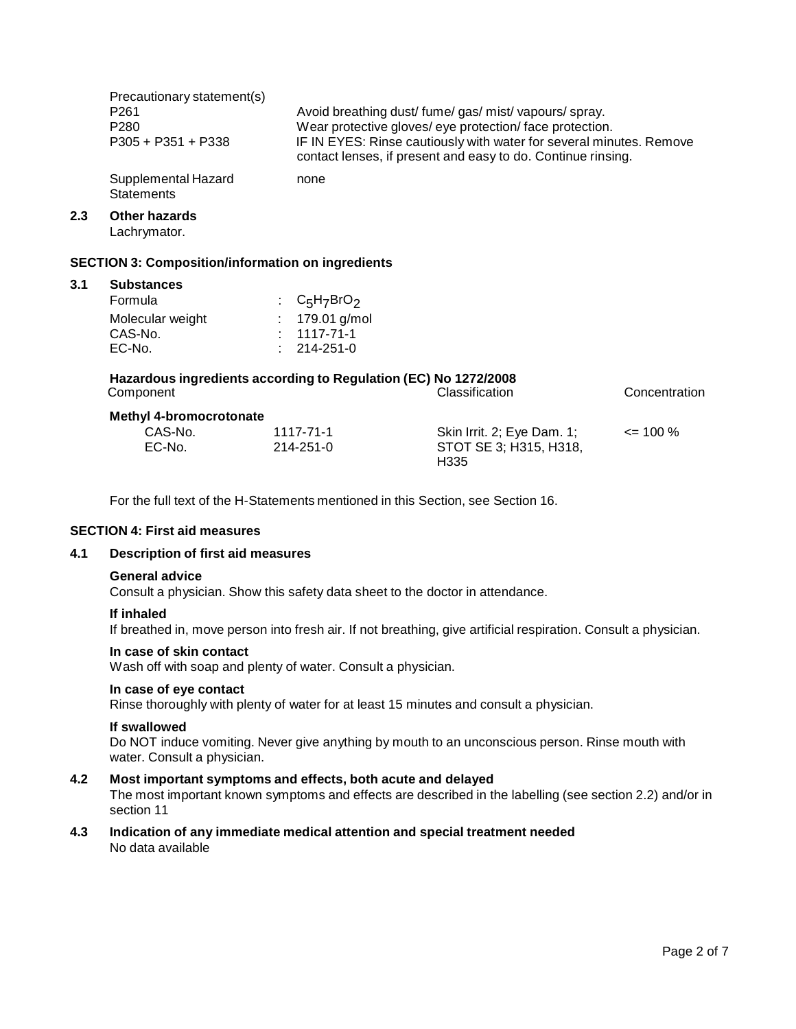Precautionary statement(s)

| | |
|---|---|
| P261 | Avoid breathing dust/ fume/ gas/ mist/ vapours/ spray. |
| P280 | Wear protective gloves/ eye protection/ face protection. |
| P305 + P351 + P338 | IF IN EYES: Rinse cautiously with water for several minutes. Remove contact lenses, if present and easy to do. Continue rinsing. |

Supplemental Hazard Statements: none

### 2.3 Other hazards

Lachrymator.

## SECTION 3: Composition/information on ingredients

### 3.1 Substances

| | |
|---|---|
| Formula | : $C_5H_7BrO_2$ |
| Molecular weight | : 179.01 g/mol |
| CAS-No. | : 1117-71-1 |
| EC-No. | : 214-251-0 |

**Hazardous ingredients according to Regulation (EC) No 1272/2008**

| Component | | Classification | Concentration |
|---|---|---|---|
| **Methyl 4-bromocrotonate** | | | |
| CAS-No. | 1117-71-1 | Skin Irrit. 2; Eye Dam. 1; STOT SE 3; H315, H318, H335 | <= 100 % |
| EC-No. | 214-251-0 | | |

For the full text of the H-Statements mentioned in this Section, see Section 16.

## SECTION 4: First aid measures

### 4.1 Description of first aid measures

**General advice**

Consult a physician. Show this safety data sheet to the doctor in attendance.

**If inhaled**

If breathed in, move person into fresh air. If not breathing, give artificial respiration. Consult a physician.

**In case of skin contact**

Wash off with soap and plenty of water. Consult a physician.

**In case of eye contact**

Rinse thoroughly with plenty of water for at least 15 minutes and consult a physician.

**If swallowed**

Do NOT induce vomiting. Never give anything by mouth to an unconscious person. Rinse mouth with water. Consult a physician.

### 4.2 Most important symptoms and effects, both acute and delayed

The most important known symptoms and effects are described in the labelling (see section 2.2) and/or in section 11

### 4.3 Indication of any immediate medical attention and special treatment needed

No data available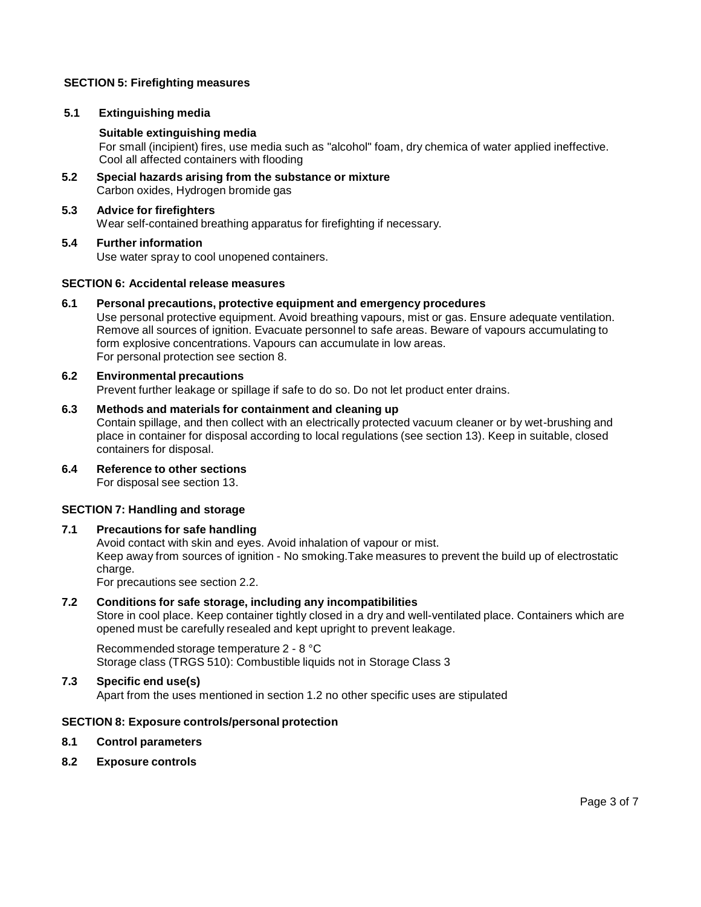## SECTION 5: Firefighting measures

### 5.1 Extinguishing media

**Suitable extinguishing media**

For small (incipient) fires, use media such as "alcohol" foam, dry chemica of water applied ineffective. Cool all affected containers with flooding

### 5.2 Special hazards arising from the substance or mixture

Carbon oxides, Hydrogen bromide gas

### 5.3 Advice for firefighters

Wear self-contained breathing apparatus for firefighting if necessary.

### 5.4 Further information

Use water spray to cool unopened containers.

## SECTION 6: Accidental release measures

### 6.1 Personal precautions, protective equipment and emergency procedures

Use personal protective equipment. Avoid breathing vapours, mist or gas. Ensure adequate ventilation. Remove all sources of ignition. Evacuate personnel to safe areas. Beware of vapours accumulating to form explosive concentrations. Vapours can accumulate in low areas.
For personal protection see section 8.

### 6.2 Environmental precautions

Prevent further leakage or spillage if safe to do so. Do not let product enter drains.

### 6.3 Methods and materials for containment and cleaning up

Contain spillage, and then collect with an electrically protected vacuum cleaner or by wet-brushing and place in container for disposal according to local regulations (see section 13). Keep in suitable, closed containers for disposal.

### 6.4 Reference to other sections

For disposal see section 13.

## SECTION 7: Handling and storage

### 7.1 Precautions for safe handling

Avoid contact with skin and eyes. Avoid inhalation of vapour or mist.
Keep away from sources of ignition - No smoking.Take measures to prevent the build up of electrostatic charge.
For precautions see section 2.2.

### 7.2 Conditions for safe storage, including any incompatibilities

Store in cool place. Keep container tightly closed in a dry and well-ventilated place. Containers which are opened must be carefully resealed and kept upright to prevent leakage.

Recommended storage temperature 2 - 8 °C
Storage class (TRGS 510): Combustible liquids not in Storage Class 3

### 7.3 Specific end use(s)

Apart from the uses mentioned in section 1.2 no other specific uses are stipulated

## SECTION 8: Exposure controls/personal protection

### 8.1 Control parameters

### 8.2 Exposure controls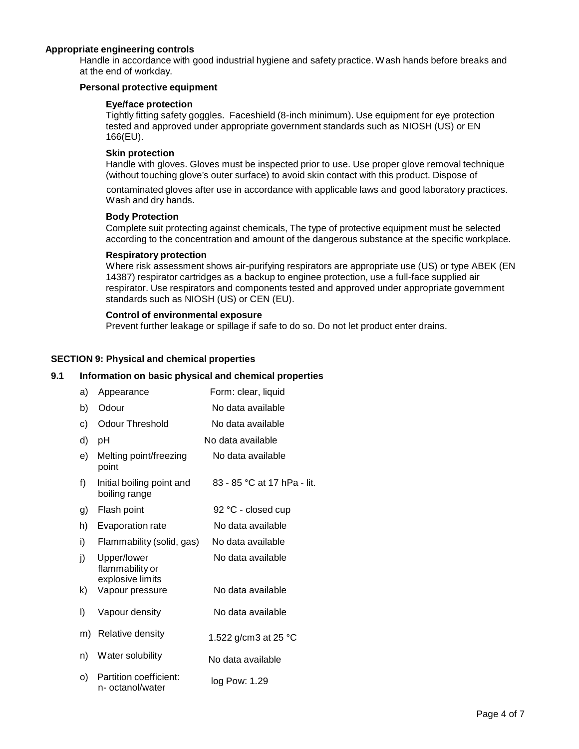**Appropriate engineering controls**

Handle in accordance with good industrial hygiene and safety practice. Wash hands before breaks and at the end of workday.

**Personal protective equipment**

**Eye/face protection**

Tightly fitting safety goggles. Faceshield (8-inch minimum). Use equipment for eye protection tested and approved under appropriate government standards such as NIOSH (US) or EN 166(EU).

**Skin protection**

Handle with gloves. Gloves must be inspected prior to use. Use proper glove removal technique (without touching glove's outer surface) to avoid skin contact with this product. Dispose of contaminated gloves after use in accordance with applicable laws and good laboratory practices. Wash and dry hands.

**Body Protection**

Complete suit protecting against chemicals, The type of protective equipment must be selected according to the concentration and amount of the dangerous substance at the specific workplace.

**Respiratory protection**

Where risk assessment shows air-purifying respirators are appropriate use (US) or type ABEK (EN 14387) respirator cartridges as a backup to enginee protection, use a full-face supplied air respirator. Use respirators and components tested and approved under appropriate government standards such as NIOSH (US) or CEN (EU).

**Control of environmental exposure**

Prevent further leakage or spillage if safe to do so. Do not let product enter drains.

## SECTION 9: Physical and chemical properties

### 9.1 Information on basic physical and chemical properties

| | Property | Value |
|---|---|---|
| a) | Appearance | Form: clear, liquid |
| b) | Odour | No data available |
| c) | Odour Threshold | No data available |
| d) | pH | No data available |
| e) | Melting point/freezing point | No data available |
| f) | Initial boiling point and boiling range | 83 - 85 °C at 17 hPa - lit. |
| g) | Flash point | 92 °C - closed cup |
| h) | Evaporation rate | No data available |
| i) | Flammability (solid, gas) | No data available |
| j) | Upper/lower flammability or explosive limits | No data available |
| k) | Vapour pressure | No data available |
| l) | Vapour density | No data available |
| m) | Relative density | 1.522 g/cm3 at 25 °C |
| n) | Water solubility | No data available |
| o) | Partition coefficient: n- octanol/water | log Pow: 1.29 |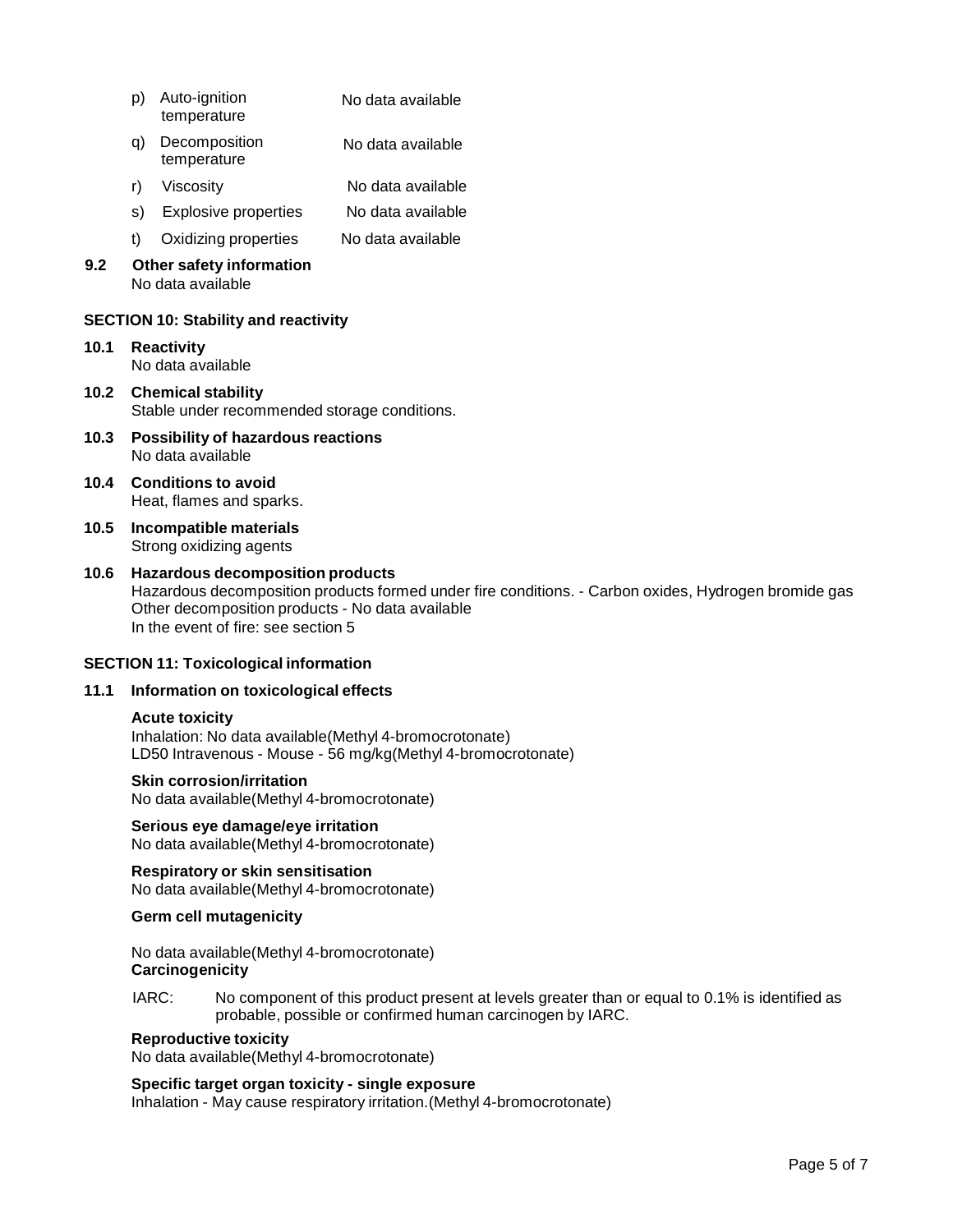p) Auto-ignition temperature — No data available

q) Decomposition temperature — No data available

r) Viscosity — No data available

s) Explosive properties — No data available

t) Oxidizing properties — No data available

**9.2 Other safety information**

No data available

## SECTION 10: Stability and reactivity

**10.1 Reactivity**

No data available

**10.2 Chemical stability**

Stable under recommended storage conditions.

**10.3 Possibility of hazardous reactions**

No data available

**10.4 Conditions to avoid**

Heat, flames and sparks.

**10.5 Incompatible materials**

Strong oxidizing agents

**10.6 Hazardous decomposition products**

Hazardous decomposition products formed under fire conditions. - Carbon oxides, Hydrogen bromide gas
Other decomposition products - No data available
In the event of fire: see section 5

## SECTION 11: Toxicological information

**11.1 Information on toxicological effects**

**Acute toxicity**

Inhalation: No data available(Methyl 4-bromocrotonate)
LD50 Intravenous - Mouse - 56 mg/kg(Methyl 4-bromocrotonate)

**Skin corrosion/irritation**

No data available(Methyl 4-bromocrotonate)

**Serious eye damage/eye irritation**

No data available(Methyl 4-bromocrotonate)

**Respiratory or skin sensitisation**

No data available(Methyl 4-bromocrotonate)

**Germ cell mutagenicity**

No data available(Methyl 4-bromocrotonate)

**Carcinogenicity**

IARC: No component of this product present at levels greater than or equal to 0.1% is identified as probable, possible or confirmed human carcinogen by IARC.

**Reproductive toxicity**

No data available(Methyl 4-bromocrotonate)

**Specific target organ toxicity - single exposure**

Inhalation - May cause respiratory irritation.(Methyl 4-bromocrotonate)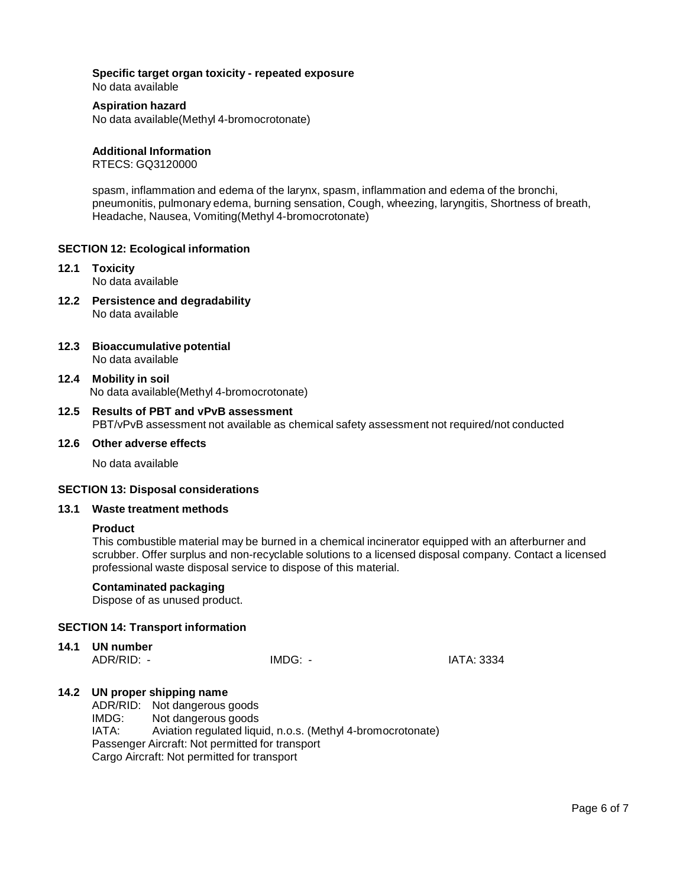**Specific target organ toxicity - repeated exposure**
No data available

**Aspiration hazard**
No data available(Methyl 4-bromocrotonate)

**Additional Information**
RTECS: GQ3120000

spasm, inflammation and edema of the larynx, spasm, inflammation and edema of the bronchi, pneumonitis, pulmonary edema, burning sensation, Cough, wheezing, laryngitis, Shortness of breath, Headache, Nausea, Vomiting(Methyl 4-bromocrotonate)

## SECTION 12: Ecological information

### 12.1 Toxicity
No data available

### 12.2 Persistence and degradability
No data available

### 12.3 Bioaccumulative potential
No data available

### 12.4 Mobility in soil
No data available(Methyl 4-bromocrotonate)

### 12.5 Results of PBT and vPvB assessment
PBT/vPvB assessment not available as chemical safety assessment not required/not conducted

### 12.6 Other adverse effects
No data available

## SECTION 13: Disposal considerations

### 13.1 Waste treatment methods

**Product**
This combustible material may be burned in a chemical incinerator equipped with an afterburner and scrubber. Offer surplus and non-recyclable solutions to a licensed disposal company. Contact a licensed professional waste disposal service to dispose of this material.

**Contaminated packaging**
Dispose of as unused product.

## SECTION 14: Transport information

### 14.1 UN number
ADR/RID: - IMDG: - IATA: 3334

### 14.2 UN proper shipping name
ADR/RID: Not dangerous goods
IMDG: Not dangerous goods
IATA: Aviation regulated liquid, n.o.s. (Methyl 4-bromocrotonate)
Passenger Aircraft: Not permitted for transport
Cargo Aircraft: Not permitted for transport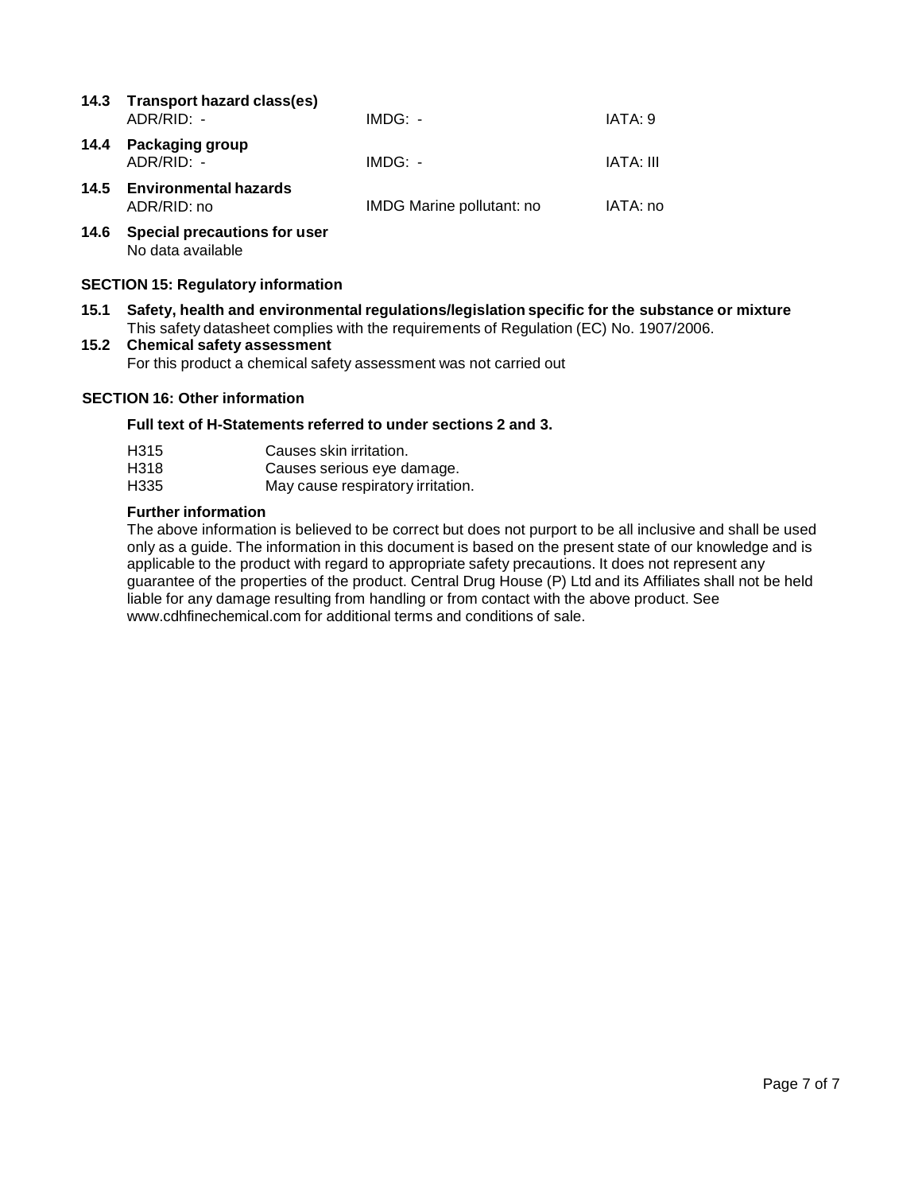**14.3 Transport hazard class(es)**

| | | |
|---|---|---|
| ADR/RID: - | IMDG: - | IATA: 9 |

**14.4 Packaging group**

| | | |
|---|---|---|
| ADR/RID: - | IMDG: - | IATA: III |

**14.5 Environmental hazards**

| | | |
|---|---|---|
| ADR/RID: no | IMDG Marine pollutant: no | IATA: no |

**14.6 Special precautions for user**

No data available

## SECTION 15: Regulatory information

**15.1 Safety, health and environmental regulations/legislation specific for the substance or mixture**

This safety datasheet complies with the requirements of Regulation (EC) No. 1907/2006.

**15.2 Chemical safety assessment**

For this product a chemical safety assessment was not carried out

## SECTION 16: Other information

**Full text of H-Statements referred to under sections 2 and 3.**

| | |
|---|---|
| H315 | Causes skin irritation. |
| H318 | Causes serious eye damage. |
| H335 | May cause respiratory irritation. |

**Further information**

The above information is believed to be correct but does not purport to be all inclusive and shall be used only as a guide. The information in this document is based on the present state of our knowledge and is applicable to the product with regard to appropriate safety precautions. It does not represent any guarantee of the properties of the product. Central Drug House (P) Ltd and its Affiliates shall not be held liable for any damage resulting from handling or from contact with the above product. See www.cdhfinechemical.com for additional terms and conditions of sale.